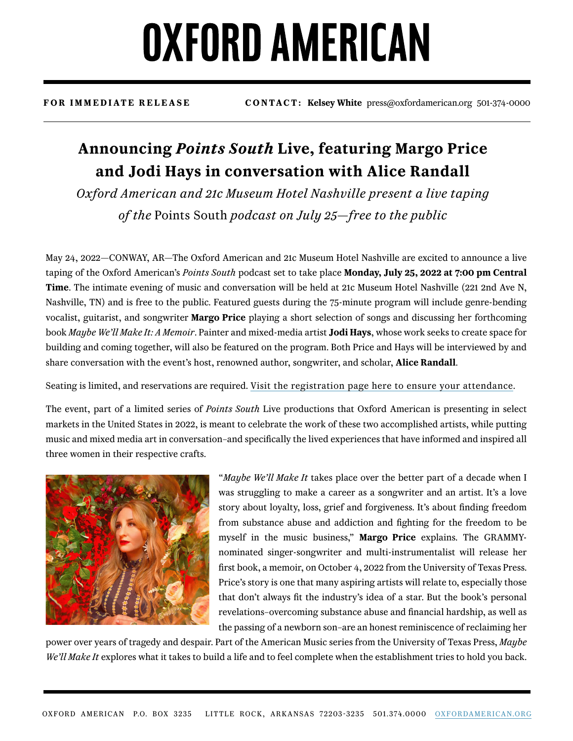# OXFORD AMERICAN

**FOR IMMEDIATE RELEASE** **CONTACT: Kelsey White** press@oxfordamerican.org 501-374-0000

## Announcing *Points South* Live, featuring Margo Price and Jodi Hays in conversation with Alice Randall

*Oxford American and 21c Museum Hotel Nashville present a live taping of the* Points South *podcast on July 25—free to the public*

May 24, 2022—CONWAY, AR—The Oxford American and 21c Museum Hotel Nashville are excited to announce a live taping of the Oxford American's *Points South* podcast set to take place **Monday, July 25, 2022 at 7:00 pm Central Time**. The intimate evening of music and conversation will be held at 21c Museum Hotel Nashville (221 2nd Ave N, Nashville, TN) and is free to the public. Featured guests during the 75-minute program will include genre-bending vocalist, guitarist, and songwriter **Margo Price** playing a short selection of songs and discussing her forthcoming book *Maybe We'll Make It: A Memoir*. Painter and mixed-media artist **Jodi Hays**, whose work seeks to create space for building and coming together, will also be featured on the program. Both Price and Hays will be interviewed by and share conversation with the event's host, renowned author, songwriter, and scholar, **Alice Randall**.

Seating is limited, and reservations are required. Visit the registration page here to ensure your attendance.

The event, part of a limited series of *Points South* Live productions that Oxford American is presenting in select markets in the United States in 2022, is meant to celebrate the work of these two accomplished artists, while putting music and mixed media art in conversation–and specifically the lived experiences that have informed and inspired all three women in their respective crafts.

"*Maybe We'll Make It* takes place over the better part of a decade when I was struggling to make a career as a songwriter and an artist. It's a love story about loyalty, loss, grief and forgiveness. It's about finding freedom from substance abuse and addiction and fighting for the freedom to be myself in the music business," **Margo Price** explains. The GRAMMY-nominated singer-songwriter and multi-instrumentalist will release her first book, a memoir, on October 4, 2022 from the University of Texas Press. Price's story is one that many aspiring artists will relate to, especially those that don't always fit the industry's idea of a star. But the book's personal revelations–overcoming substance abuse and financial hardship, as well as the passing of a newborn son–are an honest reminiscence of reclaiming her power over years of tragedy and despair. Part of the American Music series from the University of Texas Press, *Maybe We'll Make It* explores what it takes to build a life and to feel complete when the establishment tries to hold you back.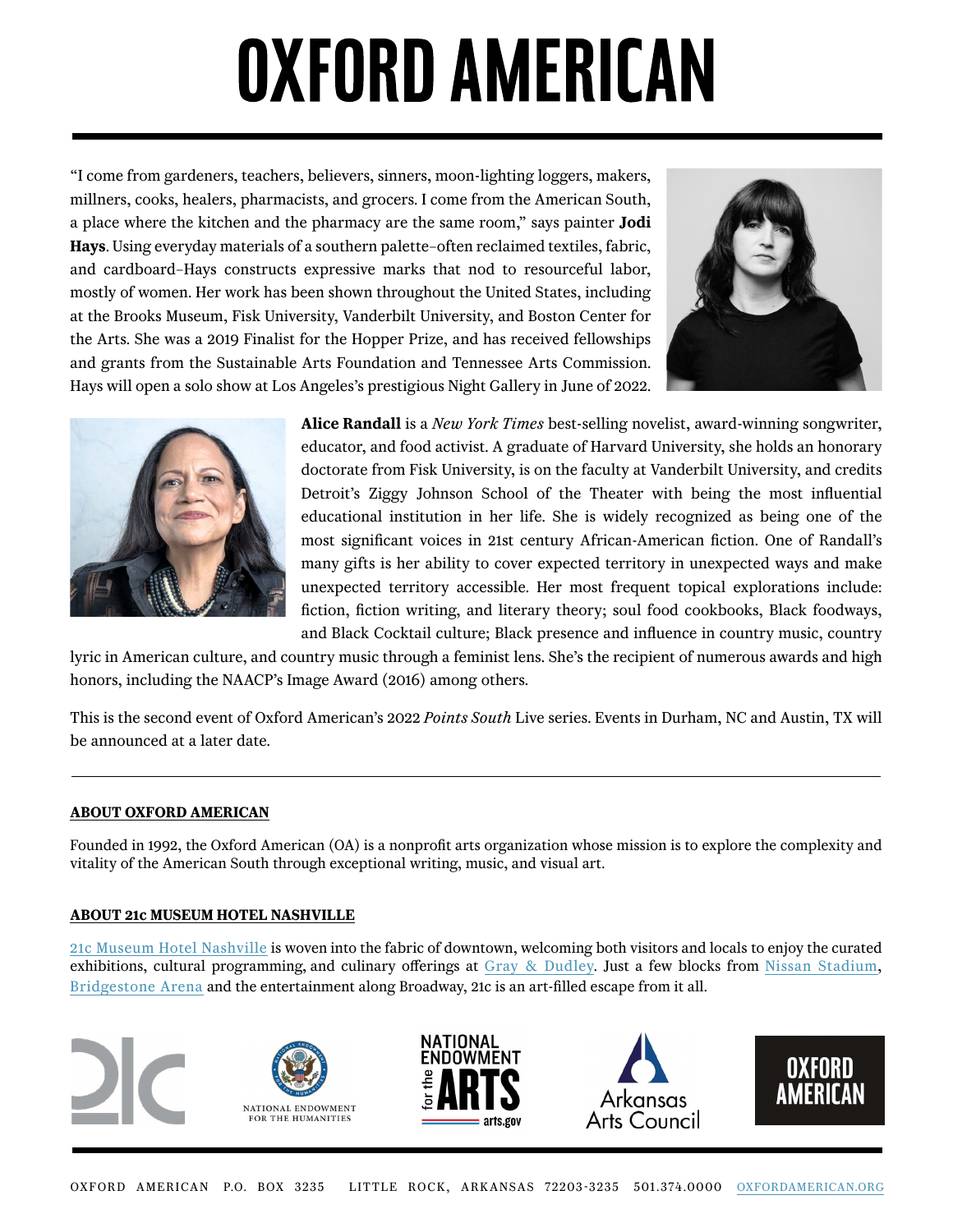# OXFORD AMERICAN

"I come from gardeners, teachers, believers, sinners, moon-lighting loggers, makers, millners, cooks, healers, pharmacists, and grocers. I come from the American South, a place where the kitchen and the pharmacy are the same room," says painter **Jodi Hays**. Using everyday materials of a southern palette–often reclaimed textiles, fabric, and cardboard–Hays constructs expressive marks that nod to resourceful labor, mostly of women. Her work has been shown throughout the United States, including at the Brooks Museum, Fisk University, Vanderbilt University, and Boston Center for the Arts. She was a 2019 Finalist for the Hopper Prize, and has received fellowships and grants from the Sustainable Arts Foundation and Tennessee Arts Commission. Hays will open a solo show at Los Angeles's prestigious Night Gallery in June of 2022.

**Alice Randall** is a *New York Times* best-selling novelist, award-winning songwriter, educator, and food activist. A graduate of Harvard University, she holds an honorary doctorate from Fisk University, is on the faculty at Vanderbilt University, and credits Detroit's Ziggy Johnson School of the Theater with being the most influential educational institution in her life. She is widely recognized as being one of the most significant voices in 21st century African-American fiction. One of Randall's many gifts is her ability to cover expected territory in unexpected ways and make unexpected territory accessible. Her most frequent topical explorations include: fiction, fiction writing, and literary theory; soul food cookbooks, Black foodways, and Black Cocktail culture; Black presence and influence in country music, country lyric in American culture, and country music through a feminist lens. She's the recipient of numerous awards and high honors, including the NAACP's Image Award (2016) among others.

This is the second event of Oxford American's 2022 *Points South* Live series. Events in Durham, NC and Austin, TX will be announced at a later date.

---

**ABOUT OXFORD AMERICAN**

Founded in 1992, the Oxford American (OA) is a nonprofit arts organization whose mission is to explore the complexity and vitality of the American South through exceptional writing, music, and visual art.

**ABOUT 21c MUSEUM HOTEL NASHVILLE**

21c Museum Hotel Nashville is woven into the fabric of downtown, welcoming both visitors and locals to enjoy the curated exhibitions, cultural programming, and culinary offerings at Gray & Dudley. Just a few blocks from Nissan Stadium, Bridgestone Arena and the entertainment along Broadway, 21c is an art-filled escape from it all.

21c | National Endowment for the Humanities | National Endowment for the Arts arts.gov | Arkansas Arts Council | Oxford American

OXFORD AMERICAN P.O. BOX 3235 LITTLE ROCK, ARKANSAS 72203-3235 501.374.0000 OXFORDAMERICAN.ORG